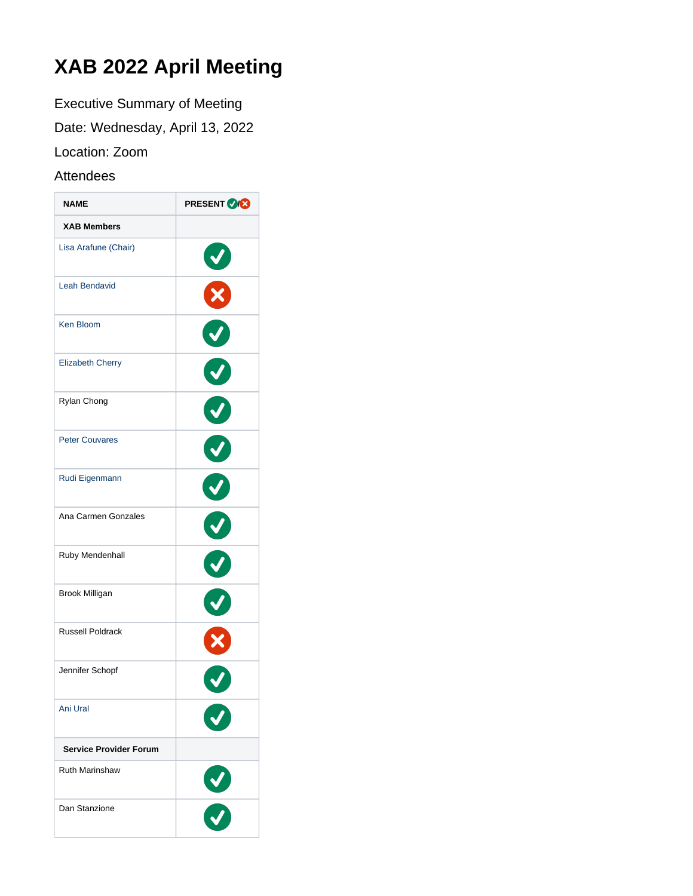# XAB 2022 April Meeting

Executive Summary of Meeting

Date: Wednesday, April 13, 2022

Location: Zoom

Attendees

| NAME | PRESENT ✔/✖ |
| --- | --- |
| **XAB Members** | |
| Lisa Arafune (Chair) | ✔ |
| Leah Bendavid | ✖ |
| Ken Bloom | ✔ |
| Elizabeth Cherry | ✔ |
| Rylan Chong | ✔ |
| Peter Couvares | ✔ |
| Rudi Eigenmann | ✔ |
| Ana Carmen Gonzales | ✔ |
| Ruby Mendenhall | ✔ |
| Brook Milligan | ✔ |
| Russell Poldrack | ✖ |
| Jennifer Schopf | ✔ |
| Ani Ural | ✔ |
| **Service Provider Forum** | |
| Ruth Marinshaw | ✔ |
| Dan Stanzione | ✔ |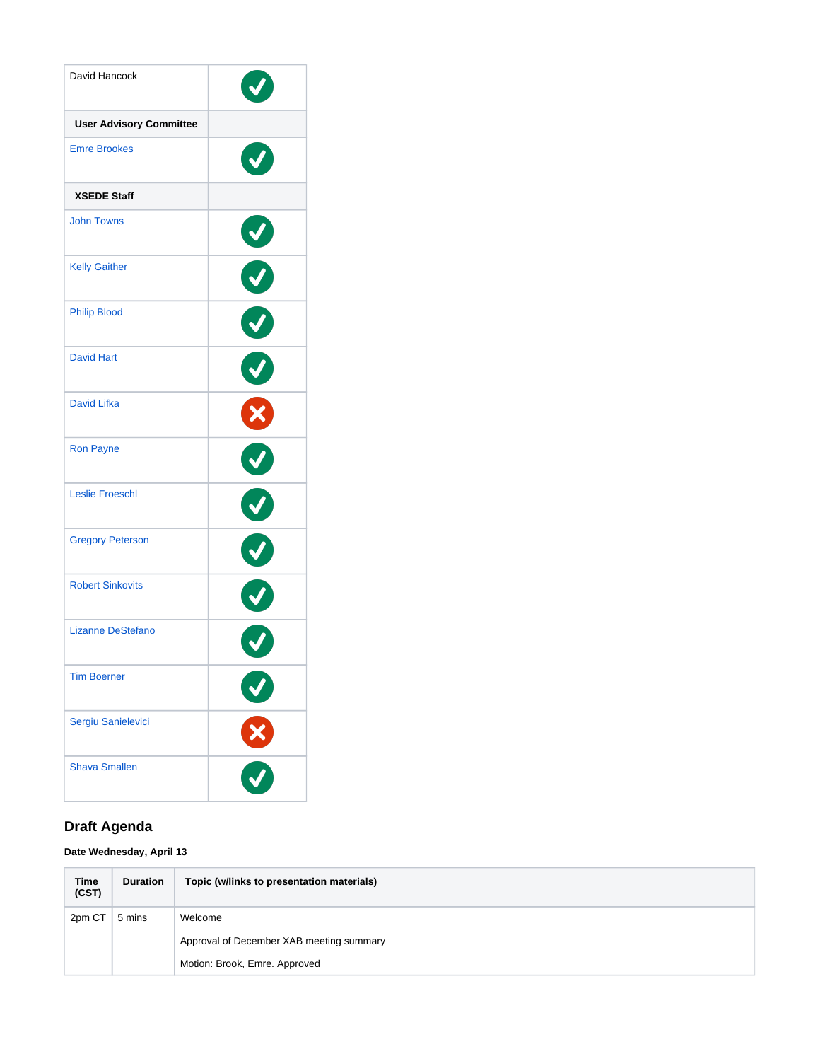| | |
|---|---|
| David Hancock | ✅ |
| **User Advisory Committee** | |
| Emre Brookes | ✅ |
| **XSEDE Staff** | |
| John Towns | ✅ |
| Kelly Gaither | ✅ |
| Philip Blood | ✅ |
| David Hart | ✅ |
| David Lifka | ❌ |
| Ron Payne | ✅ |
| Leslie Froeschl | ✅ |
| Gregory Peterson | ✅ |
| Robert Sinkovits | ✅ |
| Lizanne DeStefano | ✅ |
| Tim Boerner | ✅ |
| Sergiu Sanielevici | ❌ |
| Shava Smallen | ✅ |

## Draft Agenda

**Date Wednesday, April 13**

| Time (CST) | Duration | Topic (w/links to presentation materials) |
|---|---|---|
| 2pm CT | 5 mins | Welcome<br><br>Approval of December XAB meeting summary<br><br>Motion: Brook, Emre. Approved |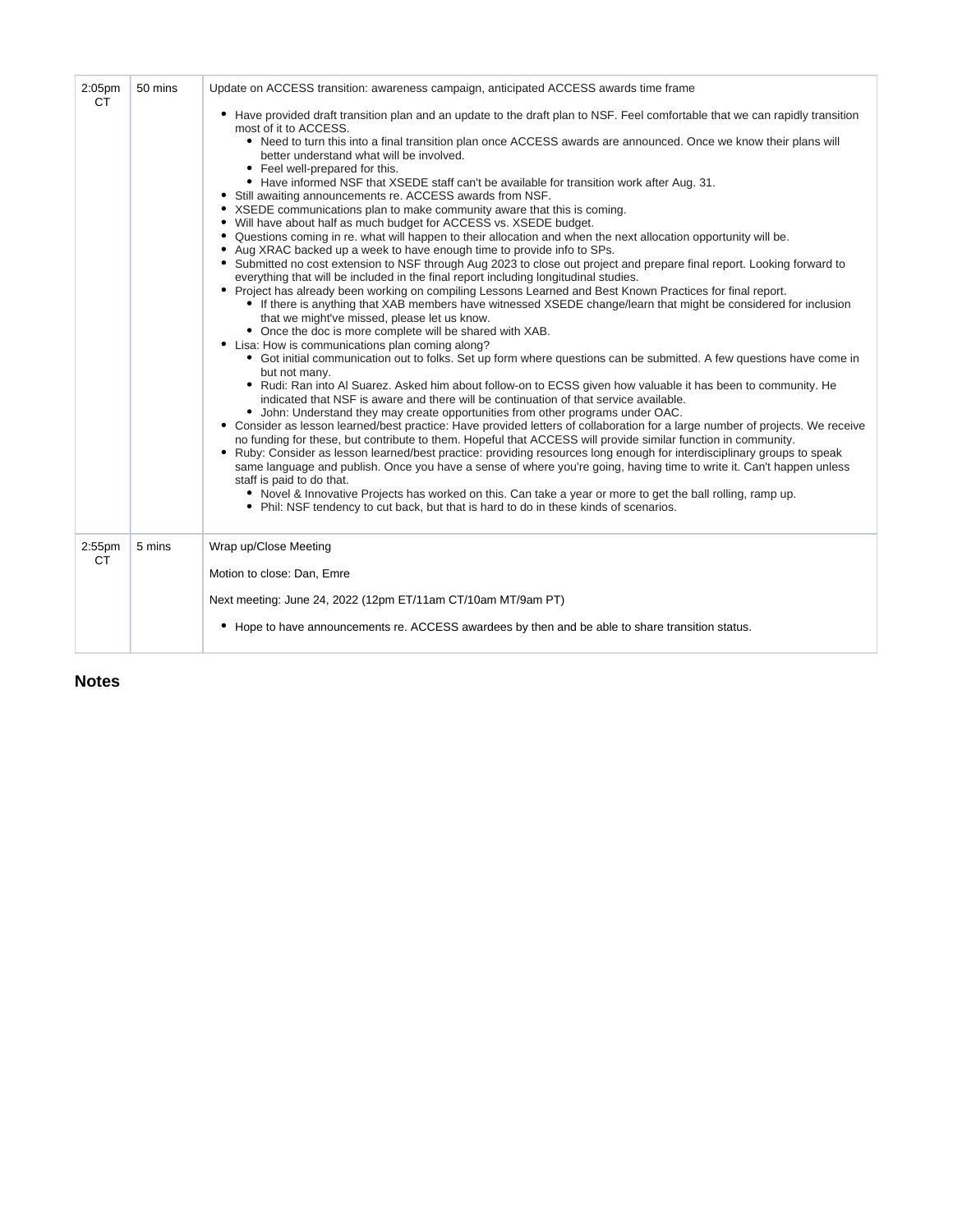| | | |
|---|---|---|
| 2:05pm CT | 50 mins | Update on ACCESS transition: awareness campaign, anticipated ACCESS awards time frame<br><br>• Have provided draft transition plan and an update to the draft plan to NSF. Feel comfortable that we can rapidly transition most of it to ACCESS.<br>&nbsp;&nbsp;&nbsp;&nbsp;• Need to turn this into a final transition plan once ACCESS awards are announced. Once we know their plans will better understand what will be involved.<br>&nbsp;&nbsp;&nbsp;&nbsp;• Feel well-prepared for this.<br>&nbsp;&nbsp;&nbsp;&nbsp;• Have informed NSF that XSEDE staff can't be available for transition work after Aug. 31.<br>• Still awaiting announcements re. ACCESS awards from NSF.<br>• XSEDE communications plan to make community aware that this is coming.<br>• Will have about half as much budget for ACCESS vs. XSEDE budget.<br>• Questions coming in re. what will happen to their allocation and when the next allocation opportunity will be.<br>• Aug XRAC backed up a week to have enough time to provide info to SPs.<br>• Submitted no cost extension to NSF through Aug 2023 to close out project and prepare final report. Looking forward to everything that will be included in the final report including longitudinal studies.<br>• Project has already been working on compiling Lessons Learned and Best Known Practices for final report.<br>&nbsp;&nbsp;&nbsp;&nbsp;• If there is anything that XAB members have witnessed XSEDE change/learn that might be considered for inclusion that we might've missed, please let us know.<br>&nbsp;&nbsp;&nbsp;&nbsp;• Once the doc is more complete will be shared with XAB.<br>• Lisa: How is communications plan coming along?<br>&nbsp;&nbsp;&nbsp;&nbsp;• Got initial communication out to folks. Set up form where questions can be submitted. A few questions have come in but not many.<br>&nbsp;&nbsp;&nbsp;&nbsp;• Rudi: Ran into Al Suarez. Asked him about follow-on to ECSS given how valuable it has been to community. He indicated that NSF is aware and there will be continuation of that service available.<br>&nbsp;&nbsp;&nbsp;&nbsp;• John: Understand they may create opportunities from other programs under OAC.<br>• Consider as lesson learned/best practice: Have provided letters of collaboration for a large number of projects. We receive no funding for these, but contribute to them. Hopeful that ACCESS will provide similar function in community.<br>• Ruby: Consider as lesson learned/best practice: providing resources long enough for interdisciplinary groups to speak same language and publish. Once you have a sense of where you're going, having time to write it. Can't happen unless staff is paid to do that.<br>&nbsp;&nbsp;&nbsp;&nbsp;• Novel & Innovative Projects has worked on this. Can take a year or more to get the ball rolling, ramp up.<br>&nbsp;&nbsp;&nbsp;&nbsp;• Phil: NSF tendency to cut back, but that is hard to do in these kinds of scenarios. |
| 2:55pm CT | 5 mins | Wrap up/Close Meeting<br><br>Motion to close: Dan, Emre<br><br>Next meeting: June 24, 2022 (12pm ET/11am CT/10am MT/9am PT)<br><br>• Hope to have announcements re. ACCESS awardees by then and be able to share transition status. |

## Notes